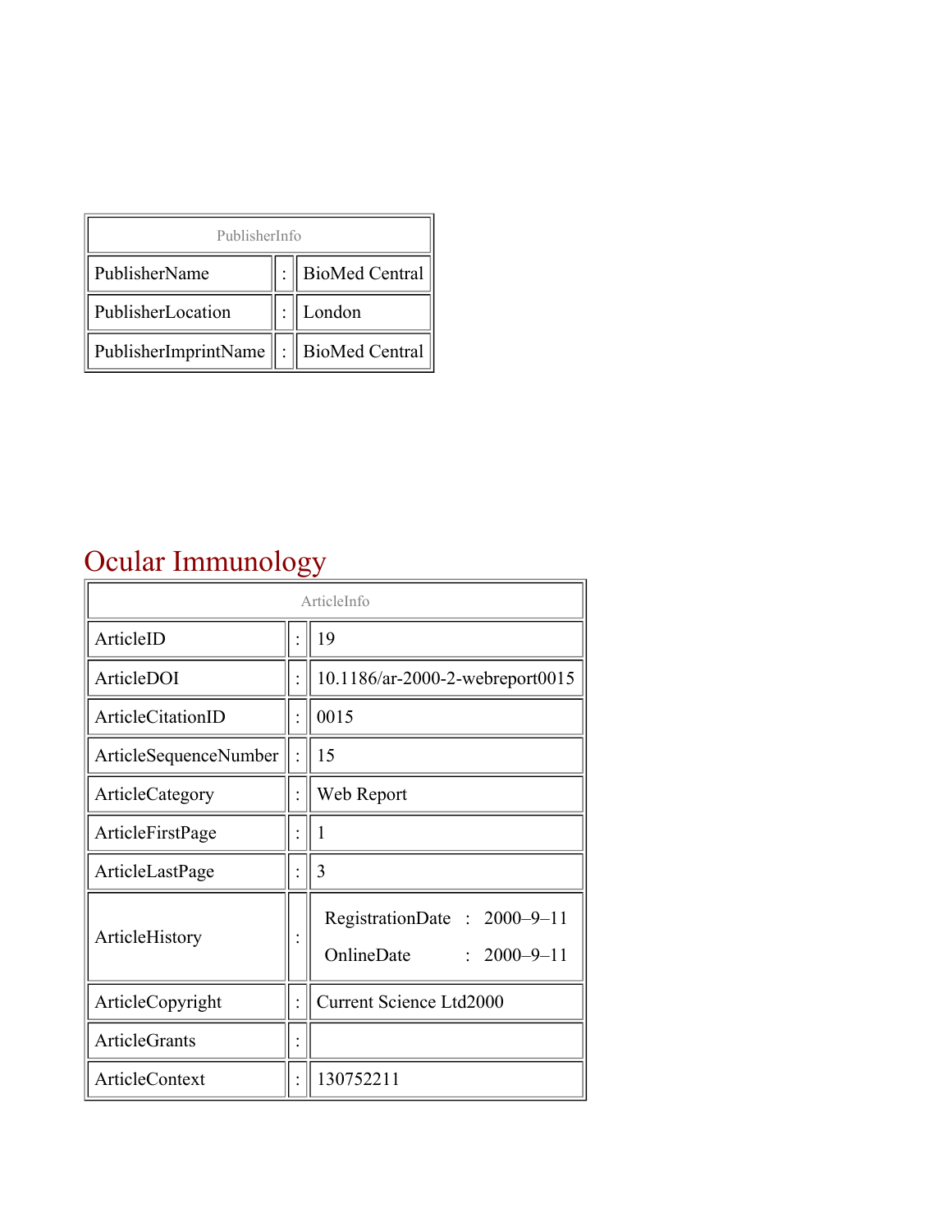| PublisherInfo | | |
|---|---|---|
| PublisherName | : | BioMed Central |
| PublisherLocation | : | London |
| PublisherImprintName | : | BioMed Central |

# Ocular Immunology

| ArticleInfo | | |
|---|---|---|
| ArticleID | : | 19 |
| ArticleDOI | : | 10.1186/ar-2000-2-webreport0015 |
| ArticleCitationID | : | 0015 |
| ArticleSequenceNumber | : | 15 |
| ArticleCategory | : | Web Report |
| ArticleFirstPage | : | 1 |
| ArticleLastPage | : | 3 |
| ArticleHistory | : | RegistrationDate : 2000–9–11<br>OnlineDate : 2000–9–11 |
| ArticleCopyright | : | Current Science Ltd2000 |
| ArticleGrants | : | |
| ArticleContext | : | 130752211 |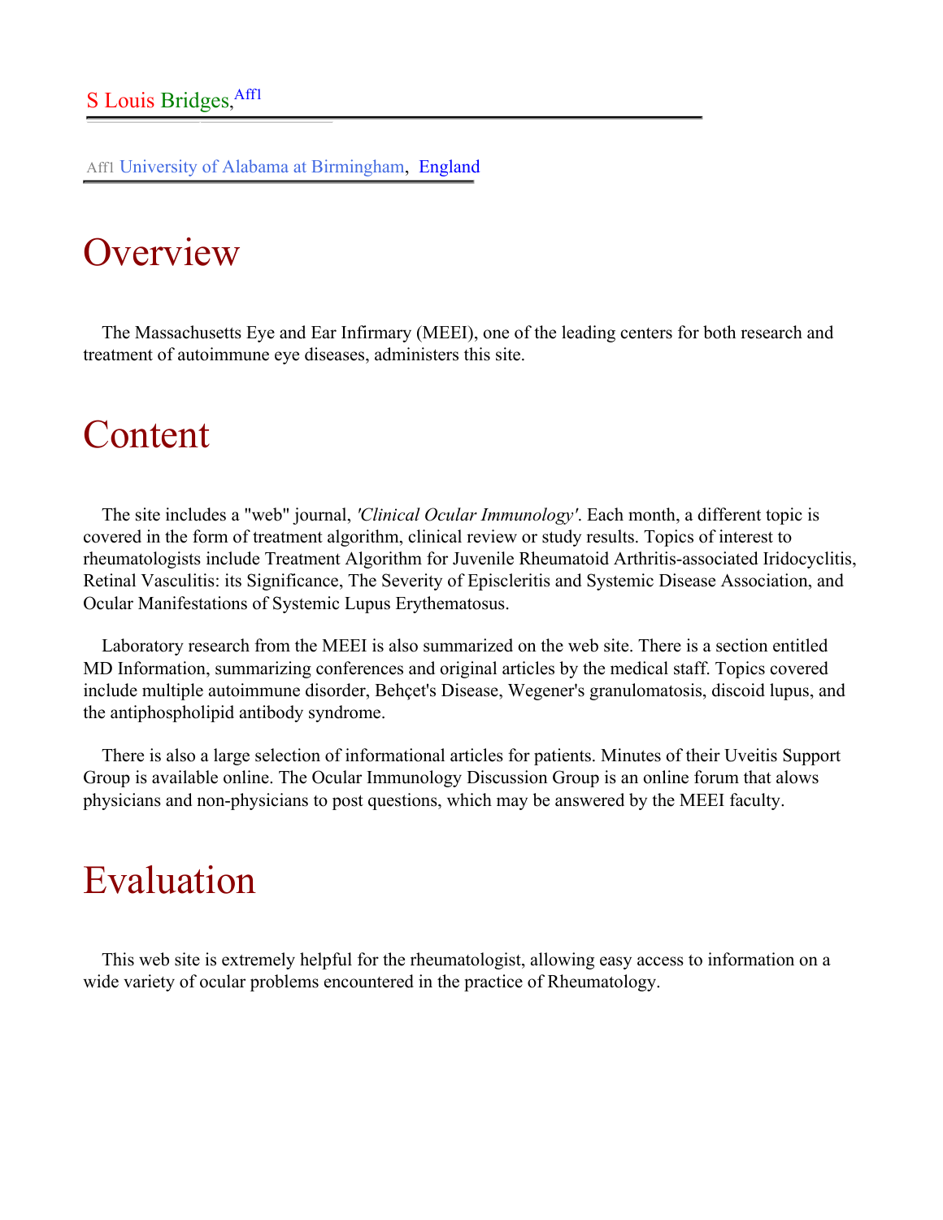S Louis Bridges,[Aff1]

Aff1 University of Alabama at Birmingham, England

# Overview

The Massachusetts Eye and Ear Infirmary (MEEI), one of the leading centers for both research and treatment of autoimmune eye diseases, administers this site.

# Content

The site includes a "web" journal, *'Clinical Ocular Immunology'*. Each month, a different topic is covered in the form of treatment algorithm, clinical review or study results. Topics of interest to rheumatologists include Treatment Algorithm for Juvenile Rheumatoid Arthritis-associated Iridocyclitis, Retinal Vasculitis: its Significance, The Severity of Episcleritis and Systemic Disease Association, and Ocular Manifestations of Systemic Lupus Erythematosus.

Laboratory research from the MEEI is also summarized on the web site. There is a section entitled MD Information, summarizing conferences and original articles by the medical staff. Topics covered include multiple autoimmune disorder, Behçet's Disease, Wegener's granulomatosis, discoid lupus, and the antiphospholipid antibody syndrome.

There is also a large selection of informational articles for patients. Minutes of their Uveitis Support Group is available online. The Ocular Immunology Discussion Group is an online forum that alows physicians and non-physicians to post questions, which may be answered by the MEEI faculty.

# Evaluation

This web site is extremely helpful for the rheumatologist, allowing easy access to information on a wide variety of ocular problems encountered in the practice of Rheumatology.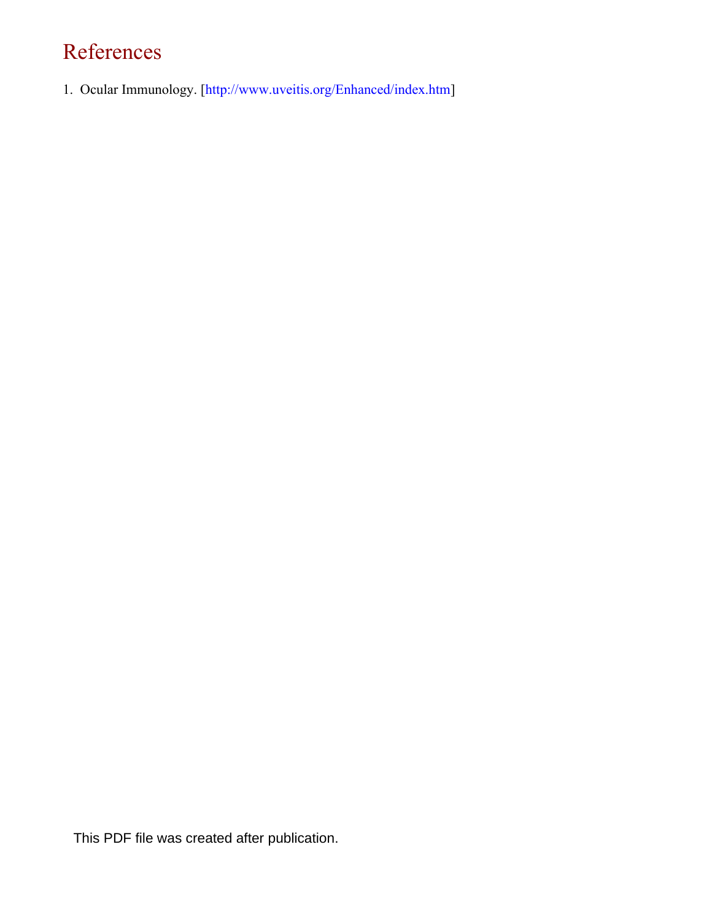## References

1. Ocular Immunology. [http://www.uveitis.org/Enhanced/index.htm]

This PDF file was created after publication.